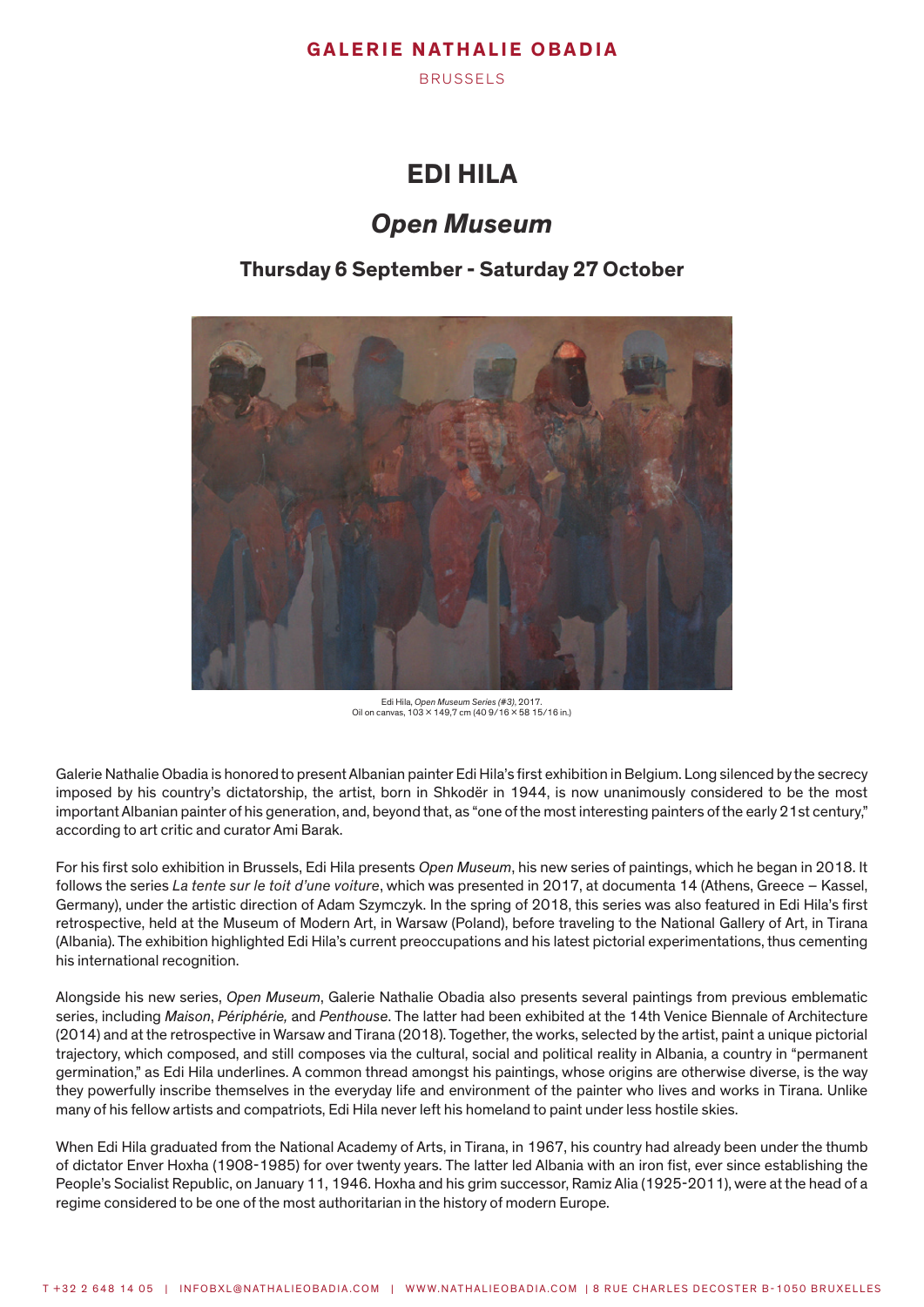**GALERIE NATHALIE OBADIA**

BRUSSELS

# EDI HILA

## *Open Museum*

### Thursday 6 September - Saturday 27 October

Edi Hila, *Open Museum Series (#3)*, 2017.
Oil on canvas, 103 × 149,7 cm (40 9/16 × 58 15/16 in.)

Galerie Nathalie Obadia is honored to present Albanian painter Edi Hila's first exhibition in Belgium. Long silenced by the secrecy imposed by his country's dictatorship, the artist, born in Shkodër in 1944, is now unanimously considered to be the most important Albanian painter of his generation, and, beyond that, as "one of the most interesting painters of the early 21st century," according to art critic and curator Ami Barak.

For his first solo exhibition in Brussels, Edi Hila presents *Open Museum*, his new series of paintings, which he began in 2018. It follows the series *La tente sur le toit d'une voiture*, which was presented in 2017, at documenta 14 (Athens, Greece – Kassel, Germany), under the artistic direction of Adam Szymczyk. In the spring of 2018, this series was also featured in Edi Hila's first retrospective, held at the Museum of Modern Art, in Warsaw (Poland), before traveling to the National Gallery of Art, in Tirana (Albania). The exhibition highlighted Edi Hila's current preoccupations and his latest pictorial experimentations, thus cementing his international recognition.

Alongside his new series, *Open Museum*, Galerie Nathalie Obadia also presents several paintings from previous emblematic series, including *Maison*, *Périphérie,* and *Penthouse*. The latter had been exhibited at the 14th Venice Biennale of Architecture (2014) and at the retrospective in Warsaw and Tirana (2018). Together, the works, selected by the artist, paint a unique pictorial trajectory, which composed, and still composes via the cultural, social and political reality in Albania, a country in "permanent germination," as Edi Hila underlines. A common thread amongst his paintings, whose origins are otherwise diverse, is the way they powerfully inscribe themselves in the everyday life and environment of the painter who lives and works in Tirana. Unlike many of his fellow artists and compatriots, Edi Hila never left his homeland to paint under less hostile skies.

When Edi Hila graduated from the National Academy of Arts, in Tirana, in 1967, his country had already been under the thumb of dictator Enver Hoxha (1908-1985) for over twenty years. The latter led Albania with an iron fist, ever since establishing the People's Socialist Republic, on January 11, 1946. Hoxha and his grim successor, Ramiz Alia (1925-2011), were at the head of a regime considered to be one of the most authoritarian in the history of modern Europe.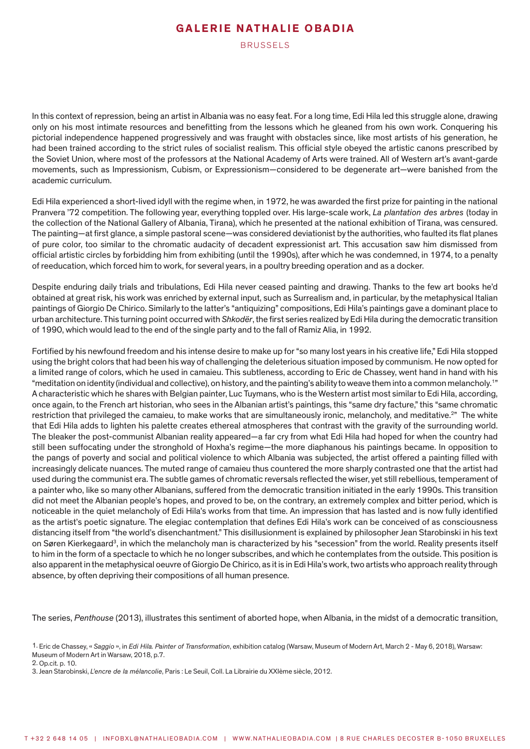In this context of repression, being an artist in Albania was no easy feat. For a long time, Edi Hila led this struggle alone, drawing only on his most intimate resources and benefitting from the lessons which he gleaned from his own work. Conquering his pictorial independence happened progressively and was fraught with obstacles since, like most artists of his generation, he had been trained according to the strict rules of socialist realism. This official style obeyed the artistic canons prescribed by the Soviet Union, where most of the professors at the National Academy of Arts were trained. All of Western art's avant-garde movements, such as Impressionism, Cubism, or Expressionism—considered to be degenerate art—were banished from the academic curriculum.

Edi Hila experienced a short-lived idyll with the regime when, in 1972, he was awarded the first prize for painting in the national Pranvera '72 competition. The following year, everything toppled over. His large-scale work, *La plantation des arbres* (today in the collection of the National Gallery of Albania, Tirana), which he presented at the national exhibition of Tirana, was censured. The painting—at first glance, a simple pastoral scene—was considered deviationist by the authorities, who faulted its flat planes of pure color, too similar to the chromatic audacity of decadent expressionist art. This accusation saw him dismissed from official artistic circles by forbidding him from exhibiting (until the 1990s), after which he was condemned, in 1974, to a penalty of reeducation, which forced him to work, for several years, in a poultry breeding operation and as a docker.

Despite enduring daily trials and tribulations, Edi Hila never ceased painting and drawing. Thanks to the few art books he'd obtained at great risk, his work was enriched by external input, such as Surrealism and, in particular, by the metaphysical Italian paintings of Giorgio De Chirico. Similarly to the latter's "antiquizing" compositions, Edi Hila's paintings gave a dominant place to urban architecture. This turning point occurred with *Shkodër*, the first series realized by Edi Hila during the democratic transition of 1990, which would lead to the end of the single party and to the fall of Ramiz Alia, in 1992.

Fortified by his newfound freedom and his intense desire to make up for "so many lost years in his creative life," Edi Hila stopped using the bright colors that had been his way of challenging the deleterious situation imposed by communism. He now opted for a limited range of colors, which he used in camaieu. This subtleness, according to Eric de Chassey, went hand in hand with his "meditation on identity (individual and collective), on history, and the painting's ability to weave them into a common melancholy.[1]" A characteristic which he shares with Belgian painter, Luc Tuymans, who is the Western artist most similar to Edi Hila, according, once again, to the French art historian, who sees in the Albanian artist's paintings, this "same dry facture," this "same chromatic restriction that privileged the camaieu, to make works that are simultaneously ironic, melancholy, and meditative.[2]" The white that Edi Hila adds to lighten his palette creates ethereal atmospheres that contrast with the gravity of the surrounding world. The bleaker the post-communist Albanian reality appeared—a far cry from what Edi Hila had hoped for when the country had still been suffocating under the stronghold of Hoxha's regime—the more diaphanous his paintings became. In opposition to the pangs of poverty and social and political violence to which Albania was subjected, the artist offered a painting filled with increasingly delicate nuances. The muted range of camaieu thus countered the more sharply contrasted one that the artist had used during the communist era. The subtle games of chromatic reversals reflected the wiser, yet still rebellious, temperament of a painter who, like so many other Albanians, suffered from the democratic transition initiated in the early 1990s. This transition did not meet the Albanian people's hopes, and proved to be, on the contrary, an extremely complex and bitter period, which is noticeable in the quiet melancholy of Edi Hila's works from that time. An impression that has lasted and is now fully identified as the artist's poetic signature. The elegiac contemplation that defines Edi Hila's work can be conceived of as consciousness distancing itself from "the world's disenchantment." This disillusionment is explained by philosopher Jean Starobinski in his text on Søren Kierkegaard[3], in which the melancholy man is characterized by his "secession" from the world. Reality presents itself to him in the form of a spectacle to which he no longer subscribes, and which he contemplates from the outside. This position is also apparent in the metaphysical oeuvre of Giorgio De Chirico, as it is in Edi Hila's work, two artists who approach reality through absence, by often depriving their compositions of all human presence.

The series, *Penthouse* (2013), illustrates this sentiment of aborted hope, when Albania, in the midst of a democratic transition,

1. Eric de Chassey, « *Saggio* », in *Edi Hila. Painter of Transformation*, exhibition catalog (Warsaw, Museum of Modern Art, March 2 - May 6, 2018), Warsaw: Museum of Modern Art in Warsaw, 2018, p.7.
2. Op.cit. p. 10.
3. Jean Starobinski, *L'encre de la mélancolie*, Paris : Le Seuil, Coll. La Librairie du XXIème siècle, 2012.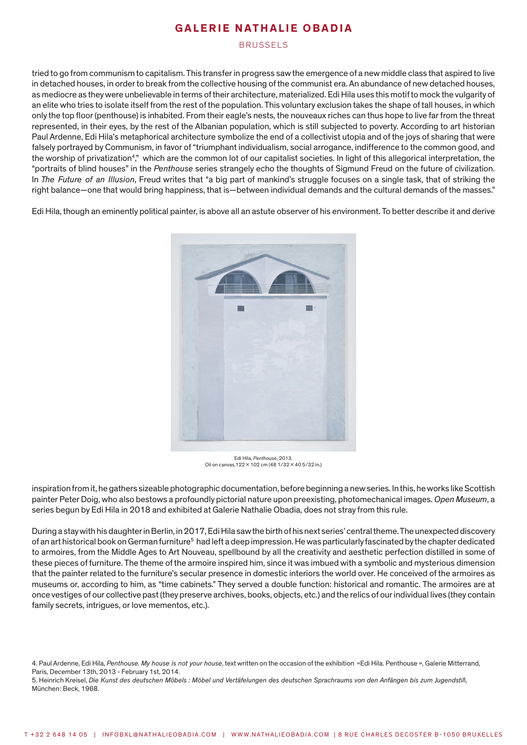tried to go from communism to capitalism. This transfer in progress saw the emergence of a new middle class that aspired to live in detached houses, in order to break from the collective housing of the communist era. An abundance of new detached houses, as mediocre as they were unbelievable in terms of their architecture, materialized. Edi Hila uses this motif to mock the vulgarity of an elite who tries to isolate itself from the rest of the population. This voluntary exclusion takes the shape of tall houses, in which only the top floor (penthouse) is inhabited. From their eagle's nests, the nouveaux riches can thus hope to live far from the threat represented, in their eyes, by the rest of the Albanian population, which is still subjected to poverty. According to art historian Paul Ardenne, Edi Hila's metaphorical architecture symbolize the end of a collectivist utopia and of the joys of sharing that were falsely portrayed by Communism, in favor of "triumphant individualism, social arrogance, indifference to the common good, and the worship of privatization[4]," which are the common lot of our capitalist societies. In light of this allegorical interpretation, the "portraits of blind houses" in the *Penthouse* series strangely echo the thoughts of Sigmund Freud on the future of civilization. In *The Future of an Illusion*, Freud writes that "a big part of mankind's struggle focuses on a single task, that of striking the right balance—one that would bring happiness, that is—between individual demands and the cultural demands of the masses."

Edi Hila, though an eminently political painter, is above all an astute observer of his environment. To better describe it and derive

Edi Hila, *Penthouse*, 2013.
Oil on canvas,122 × 102 cm (48 1/32 × 40 5/32 in.)

inspiration from it, he gathers sizeable photographic documentation, before beginning a new series. In this, he works like Scottish painter Peter Doig, who also bestows a profoundly pictorial nature upon preexisting, photomechanical images. *Open Museum*, a series begun by Edi Hila in 2018 and exhibited at Galerie Nathalie Obadia, does not stray from this rule.

During a stay with his daughter in Berlin, in 2017, Edi Hila saw the birth of his next series' central theme. The unexpected discovery of an art historical book on German furniture[5] had left a deep impression. He was particularly fascinated by the chapter dedicated to armoires, from the Middle Ages to Art Nouveau, spellbound by all the creativity and aesthetic perfection distilled in some of these pieces of furniture. The theme of the armoire inspired him, since it was imbued with a symbolic and mysterious dimension that the painter related to the furniture's secular presence in domestic interiors the world over. He conceived of the armoires as museums or, according to him, as "time cabinets." They served a double function: historical and romantic. The armoires are at once vestiges of our collective past (they preserve archives, books, objects, etc.) and the relics of our individual lives (they contain family secrets, intrigues, or love mementos, etc.).

4. Paul Ardenne, Edi Hila, *Penthouse. My house is not your house*, text written on the occasion of the exhibition «Edi Hila. Penthouse », Galerie Mitterrand, Paris, December 13th, 2013 - February 1st, 2014.

5. Heinrich Kreisel, *Die Kunst des deutschen Möbels : Möbel und Vertäfelungen des deutschen Sprachraums von den Anfängen bis zum Jugendstil*, München: Beck, 1968.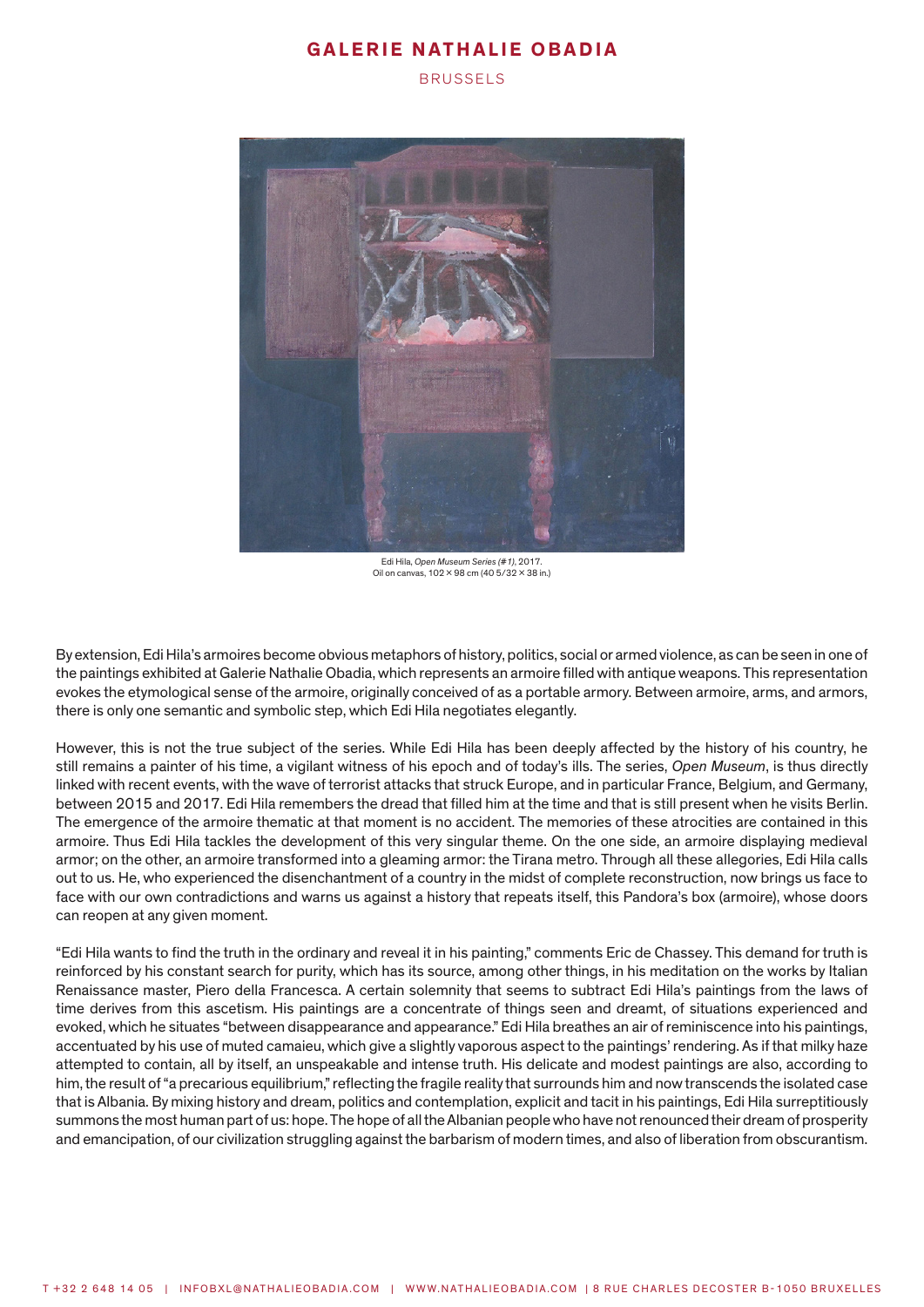Edi Hila, *Open Museum Series (#1)*, 2017.
Oil on canvas, 102 × 98 cm (40 5/32 × 38 in.)

By extension, Edi Hila's armoires become obvious metaphors of history, politics, social or armed violence, as can be seen in one of the paintings exhibited at Galerie Nathalie Obadia, which represents an armoire filled with antique weapons. This representation evokes the etymological sense of the armoire, originally conceived of as a portable armory. Between armoire, arms, and armors, there is only one semantic and symbolic step, which Edi Hila negotiates elegantly.

However, this is not the true subject of the series. While Edi Hila has been deeply affected by the history of his country, he still remains a painter of his time, a vigilant witness of his epoch and of today's ills. The series, *Open Museum*, is thus directly linked with recent events, with the wave of terrorist attacks that struck Europe, and in particular France, Belgium, and Germany, between 2015 and 2017. Edi Hila remembers the dread that filled him at the time and that is still present when he visits Berlin. The emergence of the armoire thematic at that moment is no accident. The memories of these atrocities are contained in this armoire. Thus Edi Hila tackles the development of this very singular theme. On the one side, an armoire displaying medieval armor; on the other, an armoire transformed into a gleaming armor: the Tirana metro. Through all these allegories, Edi Hila calls out to us. He, who experienced the disenchantment of a country in the midst of complete reconstruction, now brings us face to face with our own contradictions and warns us against a history that repeats itself, this Pandora's box (armoire), whose doors can reopen at any given moment.

"Edi Hila wants to find the truth in the ordinary and reveal it in his painting," comments Eric de Chassey. This demand for truth is reinforced by his constant search for purity, which has its source, among other things, in his meditation on the works by Italian Renaissance master, Piero della Francesca. A certain solemnity that seems to subtract Edi Hila's paintings from the laws of time derives from this ascetism. His paintings are a concentrate of things seen and dreamt, of situations experienced and evoked, which he situates "between disappearance and appearance." Edi Hila breathes an air of reminiscence into his paintings, accentuated by his use of muted camaieu, which give a slightly vaporous aspect to the paintings' rendering. As if that milky haze attempted to contain, all by itself, an unspeakable and intense truth. His delicate and modest paintings are also, according to him, the result of "a precarious equilibrium," reflecting the fragile reality that surrounds him and now transcends the isolated case that is Albania. By mixing history and dream, politics and contemplation, explicit and tacit in his paintings, Edi Hila surreptitiously summons the most human part of us: hope. The hope of all the Albanian people who have not renounced their dream of prosperity and emancipation, of our civilization struggling against the barbarism of modern times, and also of liberation from obscurantism.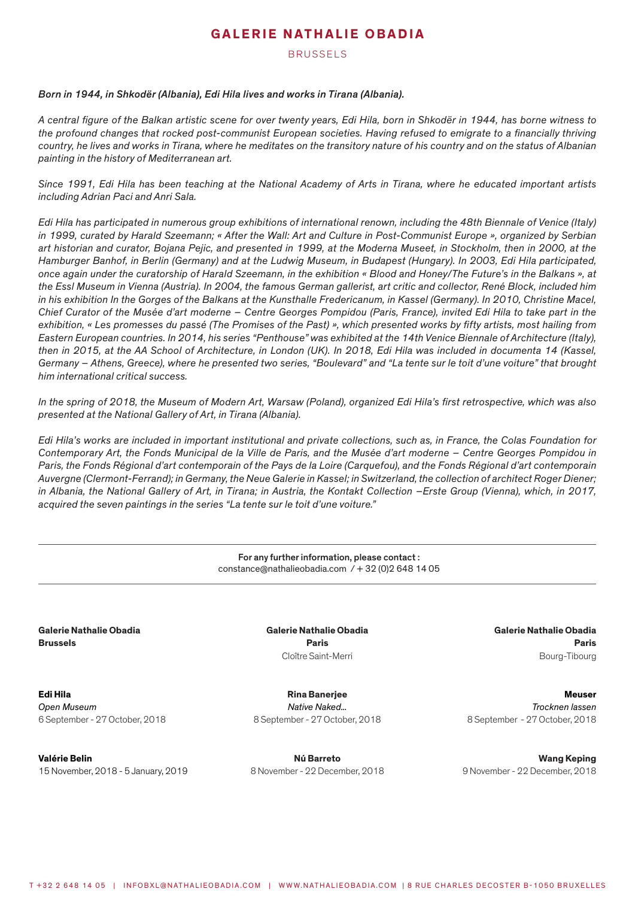# GALERIE NATHALIE OBADIA

BRUSSELS

*Born in 1944, in Shkodër (Albania), Edi Hila lives and works in Tirana (Albania).*

*A central figure of the Balkan artistic scene for over twenty years, Edi Hila, born in Shkodër in 1944, has borne witness to the profound changes that rocked post-communist European societies. Having refused to emigrate to a financially thriving country, he lives and works in Tirana, where he meditates on the transitory nature of his country and on the status of Albanian painting in the history of Mediterranean art.*

*Since 1991, Edi Hila has been teaching at the National Academy of Arts in Tirana, where he educated important artists including Adrian Paci and Anri Sala.*

*Edi Hila has participated in numerous group exhibitions of international renown, including the 48th Biennale of Venice (Italy) in 1999, curated by Harald Szeemann; « After the Wall: Art and Culture in Post-Communist Europe », organized by Serbian art historian and curator, Bojana Pejic, and presented in 1999, at the Moderna Museet, in Stockholm, then in 2000, at the Hamburger Banhof, in Berlin (Germany) and at the Ludwig Museum, in Budapest (Hungary). In 2003, Edi Hila participated, once again under the curatorship of Harald Szeemann, in the exhibition « Blood and Honey/The Future's in the Balkans », at the Essl Museum in Vienna (Austria). In 2004, the famous German gallerist, art critic and collector, René Block, included him in his exhibition In the Gorges of the Balkans at the Kunsthalle Fredericanum, in Kassel (Germany). In 2010, Christine Macel, Chief Curator of the Musée d'art moderne – Centre Georges Pompidou (Paris, France), invited Edi Hila to take part in the exhibition, « Les promesses du passé (The Promises of the Past) », which presented works by fifty artists, most hailing from Eastern European countries. In 2014, his series "Penthouse" was exhibited at the 14th Venice Biennale of Architecture (Italy), then in 2015, at the AA School of Architecture, in London (UK). In 2018, Edi Hila was included in documenta 14 (Kassel, Germany – Athens, Greece), where he presented two series, "Boulevard" and "La tente sur le toit d'une voiture" that brought him international critical success.*

*In the spring of 2018, the Museum of Modern Art, Warsaw (Poland), organized Edi Hila's first retrospective, which was also presented at the National Gallery of Art, in Tirana (Albania).*

*Edi Hila's works are included in important institutional and private collections, such as, in France, the Colas Foundation for Contemporary Art, the Fonds Municipal de la Ville de Paris, and the Musée d'art moderne – Centre Georges Pompidou in Paris, the Fonds Régional d'art contemporain of the Pays de la Loire (Carquefou), and the Fonds Régional d'art contemporain Auvergne (Clermont-Ferrand); in Germany, the Neue Galerie in Kassel; in Switzerland, the collection of architect Roger Diener; in Albania, the National Gallery of Art, in Tirana; in Austria, the Kontakt Collection –Erste Group (Vienna), which, in 2017, acquired the seven paintings in the series "La tente sur le toit d'une voiture."*

---

**For any further information, please contact :**
constance@nathalieobadia.com / + 32 (0)2 648 14 05

---

**Galerie Nathalie Obadia**
**Brussels**

**Edi Hila**
*Open Museum*
6 September - 27 October, 2018

**Valérie Belin**
15 November, 2018 - 5 January, 2019

**Galerie Nathalie Obadia**
**Paris**
Cloître Saint-Merri

**Rina Banerjee**
*Native Naked...*
8 September - 27 October, 2018

**Nú Barreto**
8 November - 22 December, 2018

**Galerie Nathalie Obadia**
**Paris**
Bourg-Tibourg

**Meuser**
*Trocknen lassen*
8 September - 27 October, 2018

**Wang Keping**
9 November - 22 December, 2018

T +32 2 648 14 05 | INFOBXL@NATHALIEOBADIA.COM | WWW.NATHALIEOBADIA.COM | 8 RUE CHARLES DECOSTER B-1050 BRUXELLES